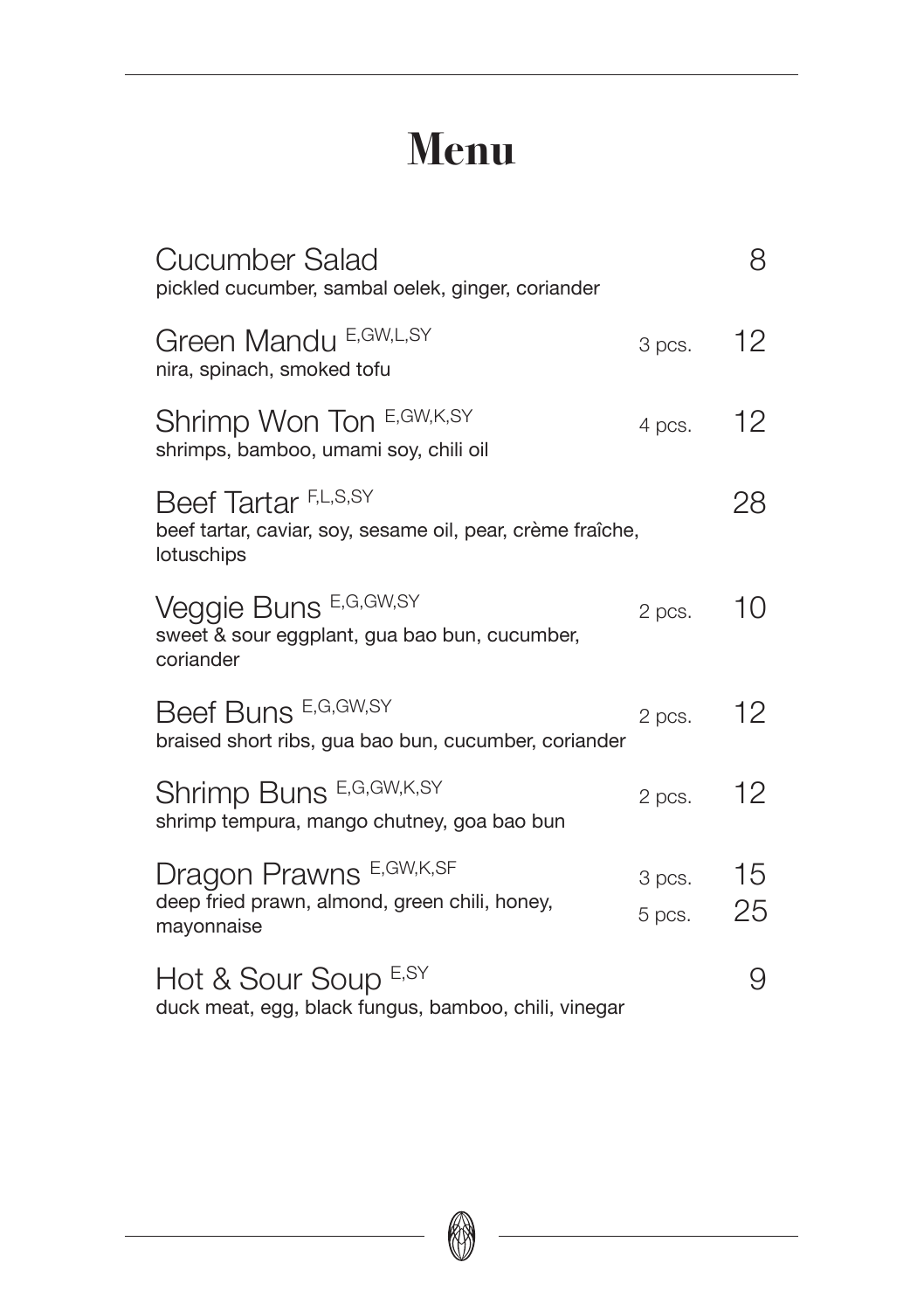# Menu

| Dish | Pieces | Price |
|---|---|---|
| **Cucumber Salad**<br>pickled cucumber, sambal oelek, ginger, coriander | | 8 |
| **Green Mandu** E,GW,L,SY<br>nira, spinach, smoked tofu | 3 pcs. | 12 |
| **Shrimp Won Ton** E,GW,K,SY<br>shrimps, bamboo, umami soy, chili oil | 4 pcs. | 12 |
| **Beef Tartar** F,L,S,SY<br>beef tartar, caviar, soy, sesame oil, pear, crème fraîche, lotuschips | | 28 |
| **Veggie Buns** E,G,GW,SY<br>sweet & sour eggplant, gua bao bun, cucumber, coriander | 2 pcs. | 10 |
| **Beef Buns** E,G,GW,SY<br>braised short ribs, gua bao bun, cucumber, coriander | 2 pcs. | 12 |
| **Shrimp Buns** E,G,GW,K,SY<br>shrimp tempura, mango chutney, goa bao bun | 2 pcs. | 12 |
| **Dragon Prawns** E,GW,K,SF<br>deep fried prawn, almond, green chili, honey, mayonnaise | 3 pcs.<br>5 pcs. | 15<br>25 |
| **Hot & Sour Soup** E,SY<br>duck meat, egg, black fungus, bamboo, chili, vinegar | | 9 |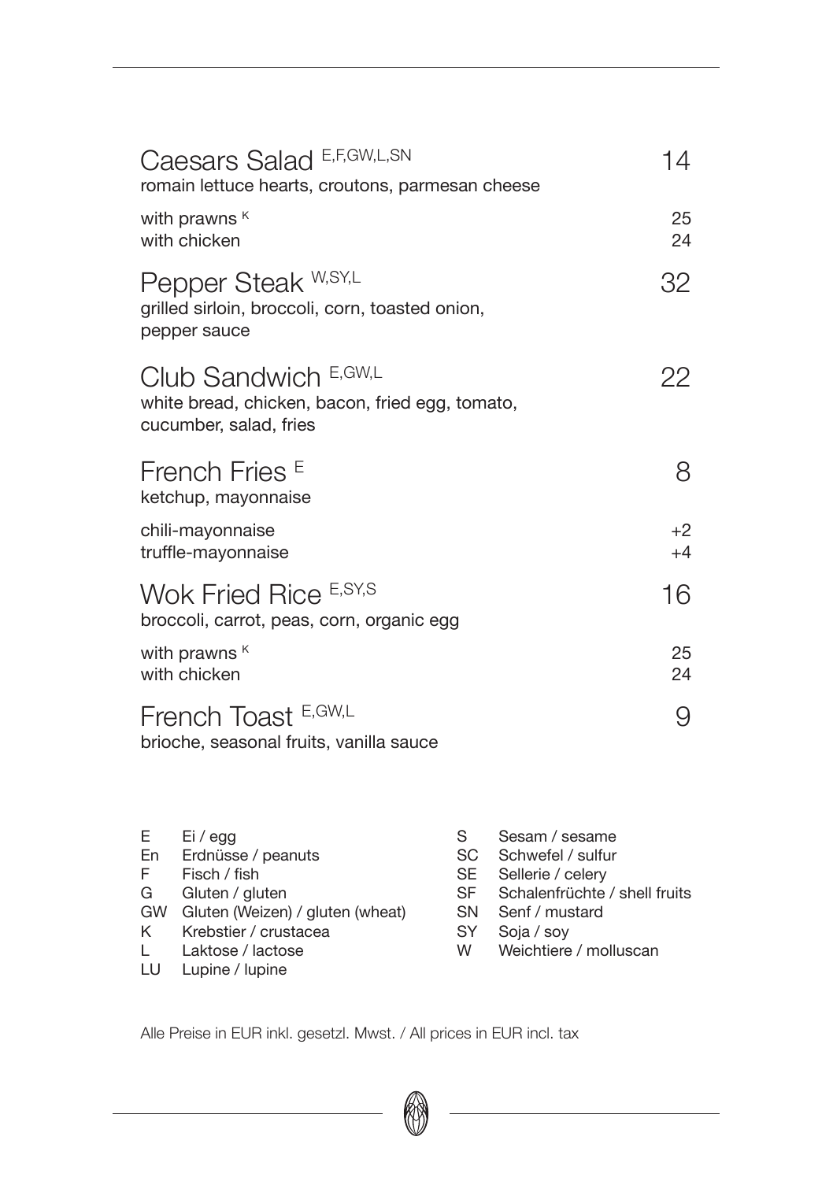## Caesars Salad [E,F,GW,L,SN] — 14

romain lettuce hearts, croutons, parmesan cheese

with prawns [K] — 25
with chicken — 24

## Pepper Steak [W,SY,L] — 32

grilled sirloin, broccoli, corn, toasted onion, pepper sauce

## Club Sandwich [E,GW,L] — 22

white bread, chicken, bacon, fried egg, tomato, cucumber, salad, fries

## French Fries [E] — 8

ketchup, mayonnaise

chili-mayonnaise — +2
truffle-mayonnaise — +4

## Wok Fried Rice [E,SY,S] — 16

broccoli, carrot, peas, corn, organic egg

with prawns [K] — 25
with chicken — 24

## French Toast [E,GW,L] — 9

brioche, seasonal fruits, vanilla sauce

| | |
|---|---|
| E | Ei / egg |
| En | Erdnüsse / peanuts |
| F | Fisch / fish |
| G | Gluten / gluten |
| GW | Gluten (Weizen) / gluten (wheat) |
| K | Krebstier / crustacea |
| L | Laktose / lactose |
| LU | Lupine / lupine |
| S | Sesam / sesame |
| SC | Schwefel / sulfur |
| SE | Sellerie / celery |
| SF | Schalenfrüchte / shell fruits |
| SN | Senf / mustard |
| SY | Soja / soy |
| W | Weichtiere / molluscan |

Alle Preise in EUR inkl. gesetzl. Mwst. / All prices in EUR incl. tax